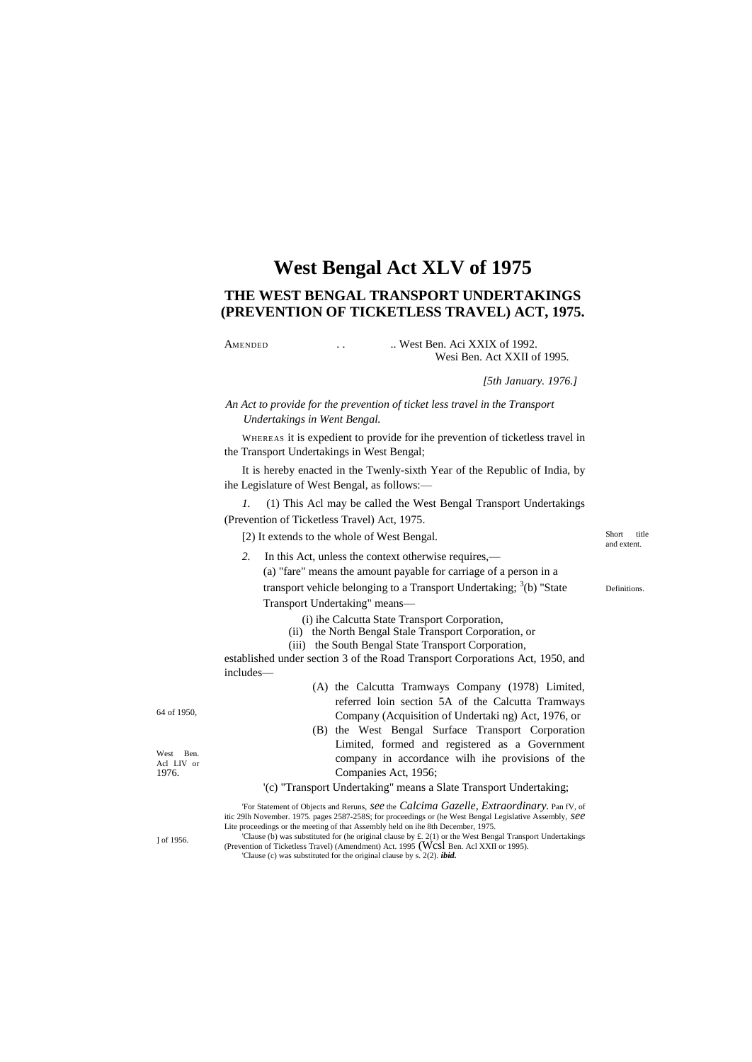# West Bengal Act XLV of 1975

## THE WEST BENGAL TRANSPORT UNDERTAKINGS (PREVENTION OF TICKETLESS TRAVEL) ACT, 1975.

AMENDED . . .. West Ben. Aci XXIX of 1992.
Wesi Ben. Act XXII of 1995.

*[5th January. 1976.]*

*An Act to provide for the prevention of ticket less travel in the Transport Undertakings in Went Bengal.*

WHEREAS it is expedient to provide for ihe prevention of ticketless travel in the Transport Undertakings in West Bengal;

It is hereby enacted in the Twenly-sixth Year of the Republic of India, by ihe Legislature of West Bengal, as follows:—

Short title and extent.

*1.* (1) This Acl may be called the West Bengal Transport Undertakings (Prevention of Ticketless Travel) Act, 1975.

[2) It extends to the whole of West Bengal.

Definitions.

*2.* In this Act, unless the context otherwise requires,—

(a) "fare" means the amount payable for carriage of a person in a transport vehicle belonging to a Transport Undertaking; [3](b) "State Transport Undertaking" means—

(i) ihe Calcutta State Transport Corporation,

(ii) the North Bengal Stale Transport Corporation, or

(iii) the South Bengal State Transport Corporation,

established under section 3 of the Road Transport Corporations Act, 1950, and includes—

64 of 1950,

West Ben. Acl LIV or 1976.

(A) the Calcutta Tramways Company (1978) Limited, referred loin section 5A of the Calcutta Tramways Company (Acquisition of Undertaki ng) Act, 1976, or

] of 1956.

(B) the West Bengal Surface Transport Corporation Limited, formed and registered as a Government company in accordance wilh ihe provisions of the Companies Act, 1956;

'(c) "Transport Undertaking" means a Slate Transport Undertaking;

'For Statement of Objects and Reruns, *see* the *Calcima Gazelle, Extraordinary.* Pan fV, of itic 29lh November. 1975. pages 2587-258S; for proceedings or (he West Bengal Legislative Assembly, *see* Lite proceedings or the meeting of that Assembly held on ihe 8th December, 1975.

'Clause (b) was substituted for (he original clause by £. 2(1) or the West Bengal Transport Undertakings (Prevention of Ticketless Travel) (Amendment) Act. 1995 (Wcsl Ben. Acl XXII or 1995).

'Clause (c) was substituted for the original clause by s. 2(2). ***ibid.***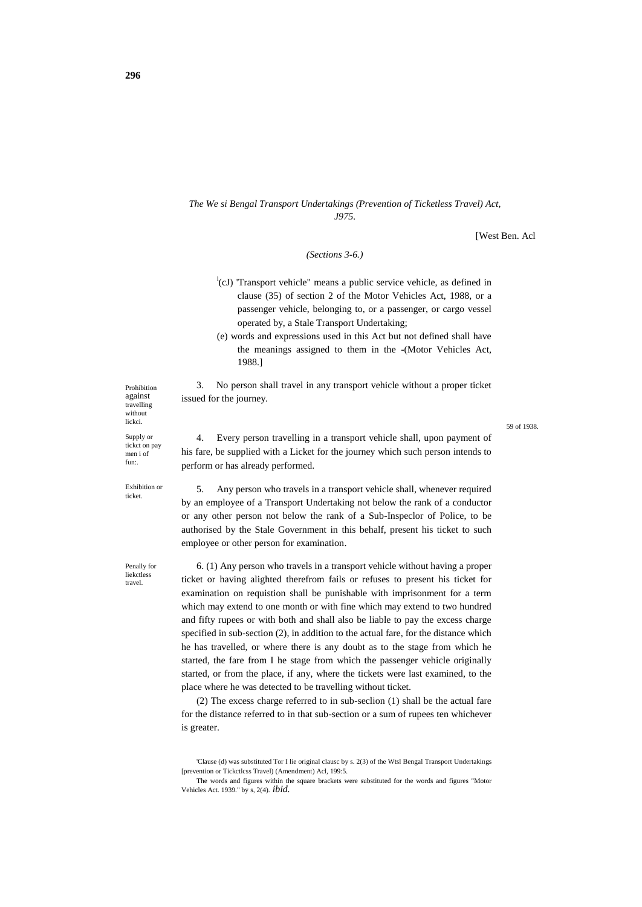*The We si Bengal Transport Undertakings (Prevention of Ticketless Travel) Act, J975.*

[West Ben. Acl

*(Sections 3-6.)*

[1](cJ) 'Transport vehicle" means a public service vehicle, as defined in clause (35) of section 2 of the Motor Vehicles Act, 1988, or a passenger vehicle, belonging to, or a passenger, or cargo vessel operated by, a Stale Transport Undertaking;

(e) words and expressions used in this Act but not defined shall have the meanings assigned to them in the -(Motor Vehicles Act, 1988.]

59 of 1938.

Prohibition against travelling without lickci.

3. No person shall travel in any transport vehicle without a proper ticket issued for the journey.

Supply or tickct on pay men i of fun:.

4. Every person travelling in a transport vehicle shall, upon payment of his fare, be supplied with a Licket for the journey which such person intends to perform or has already performed.

Exhibition or ticket.

5. Any person who travels in a transport vehicle shall, whenever required by an employee of a Transport Undertaking not below the rank of a conductor or any other person not below the rank of a Sub-Inspeclor of Police, to be authorised by the Stale Government in this behalf, present his ticket to such employee or other person for examination.

Penally for liektless travel.

6. (1) Any person who travels in a transport vehicle without having a proper ticket or having alighted therefrom fails or refuses to present his ticket for examination on requistion shall be punishable with imprisonment for a term which may extend to one month or with fine which may extend to two hundred and fifty rupees or with both and shall also be liable to pay the excess charge specified in sub-section (2), in addition to the actual fare, for the distance which he has travelled, or where there is any doubt as to the stage from which he started, the fare from I he stage from which the passenger vehicle originally started, or from the place, if any, where the tickets were last examined, to the place where he was detected to be travelling without ticket.

(2) The excess charge referred to in sub-seclion (1) shall be the actual fare for the distance referred to in that sub-section or a sum of rupees ten whichever is greater.

'Clause (d) was substituted Tor I lie original clausc by s. 2(3) of the Wtsl Bengal Transport Undertakings [prevention or Tickctlcss Travel) (Amendment) Acl, 199:5.

The words and figures within the square brackets were substituted for the words and figures "Motor Vehicles Act. 1939." by s, 2(4). *ibid.*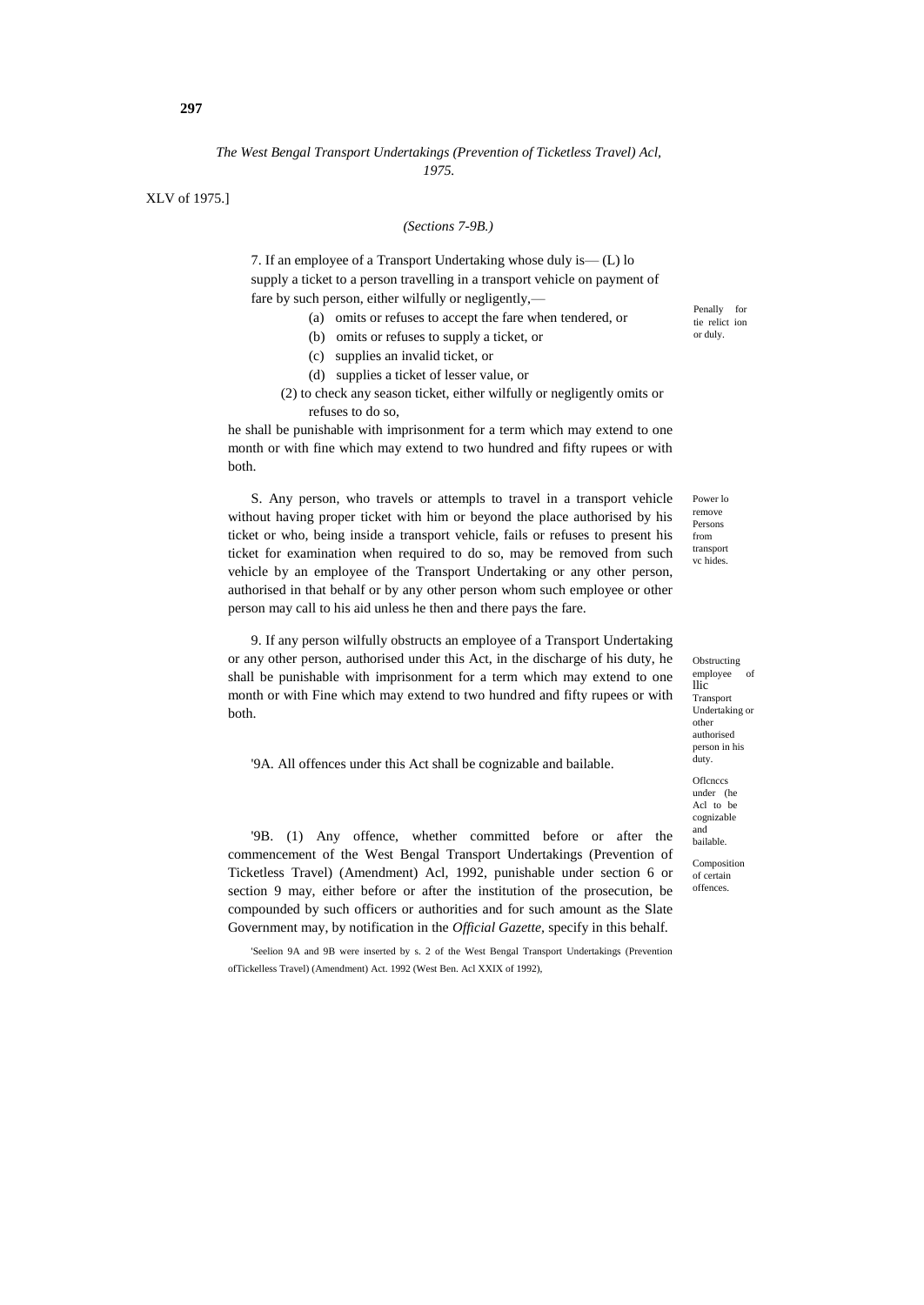*The West Bengal Transport Undertakings (Prevention of Ticketless Travel) Acl, 1975.*

XLV of 1975.]

*(Sections 7-9B.)*

Penally for tie relict ion or duly.

7. If an employee of a Transport Undertaking whose duly is— (L) lo supply a ticket to a person travelling in a transport vehicle on payment of fare by such person, either wilfully or negligently,—

(a) omits or refuses to accept the fare when tendered, or

(b) omits or refuses to supply a ticket, or

(c) supplies an invalid ticket, or

(d) supplies a ticket of lesser value, or

(2) to check any season ticket, either wilfully or negligently omits or refuses to do so,

he shall be punishable with imprisonment for a term which may extend to one month or with fine which may extend to two hundred and fifty rupees or with both.

Power lo remove Persons from transport vc hides.

S. Any person, who travels or attempls to travel in a transport vehicle without having proper ticket with him or beyond the place authorised by his ticket or who, being inside a transport vehicle, fails or refuses to present his ticket for examination when required to do so, may be removed from such vehicle by an employee of the Transport Undertaking or any other person, authorised in that behalf or by any other person whom such employee or other person may call to his aid unless he then and there pays the fare.

Obstructing employee of llic Transport Undertaking or other authorised person in his duty.

9. If any person wilfully obstructs an employee of a Transport Undertaking or any other person, authorised under this Act, in the discharge of his duty, he shall be punishable with imprisonment for a term which may extend to one month or with Fine which may extend to two hundred and fifty rupees or with both.

Oflcnccs under (he Acl to be cognizable and bailable.

'9A. All offences under this Act shall be cognizable and bailable.

Composition of certain offences.

'9B. (1) Any offence, whether committed before or after the commencement of the West Bengal Transport Undertakings (Prevention of Ticketless Travel) (Amendment) Acl, 1992, punishable under section 6 or section 9 may, either before or after the institution of the prosecution, be compounded by such officers or authorities and for such amount as the Slate Government may, by notification in the *Official Gazette*, specify in this behalf.

'Seelion 9A and 9B were inserted by s. 2 of the West Bengal Transport Undertakings (Prevention ofTickelless Travel) (Amendment) Act. 1992 (West Ben. Acl XXIX of 1992),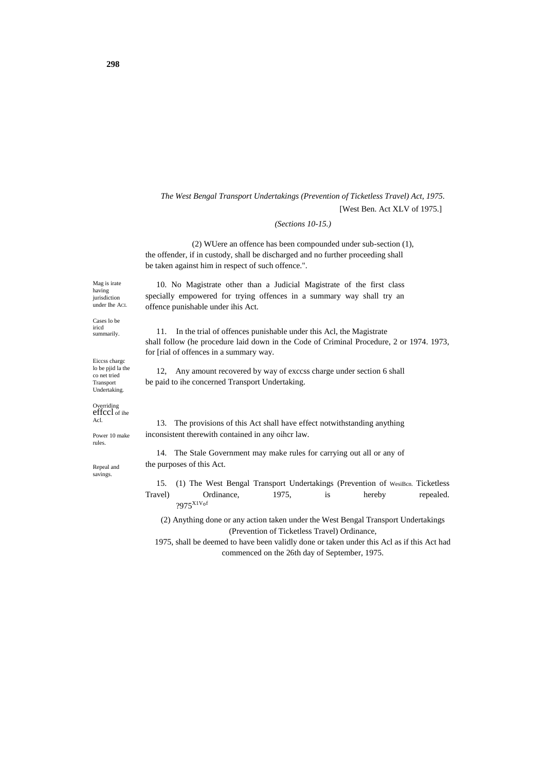*The West Bengal Transport Undertakings (Prevention of Ticketless Travel) Act, 1975.*
[West Ben. Act XLV of 1975.]

*(Sections 10-15.)*

(2) WUere an offence has been compounded under sub-section (1), the offender, if in custody, shall be discharged and no further proceeding shall be taken against him in respect of such offence.".

Mag is irate having jurisdiction under Ihe ACL

10. No Magistrate other than a Judicial Magistrate of the first class specially empowered for trying offences in a summary way shall try an offence punishable under ihis Act.

Cases lo be iricd summarily.

11. In the trial of offences punishable under this Acl, the Magistrate shall follow (he procedure laid down in the Code of Criminal Procedure, 2 or 1974. 1973, for [rial of offences in a summary way.

Eiccss chargc lo be pjid la the co net tried Transport Undertaking.

12, Any amount recovered by way of exccss charge under section 6 shall be paid to ihe concerned Transport Undertaking.

Overriding effccl of ihe Acl.

13. The provisions of this Act shall have effect notwithstanding anything inconsistent therewith contained in any oihcr law.

Power 10 make rules.

14. The Stale Government may make rules for carrying out all or any of the purposes of this Act.

Repeal and savings.

15. (1) The West Bengal Transport Undertakings (Prevention of Ticketless Travel) Ordinance, 1975, is hereby repealed.

WesiBcn. ?975 X1V of

(2) Anything done or any action taken under the West Bengal Transport Undertakings (Prevention of Ticketless Travel) Ordinance, 1975, shall be deemed to have been validly done or taken under this Acl as if this Act had commenced on the 26th day of September, 1975.